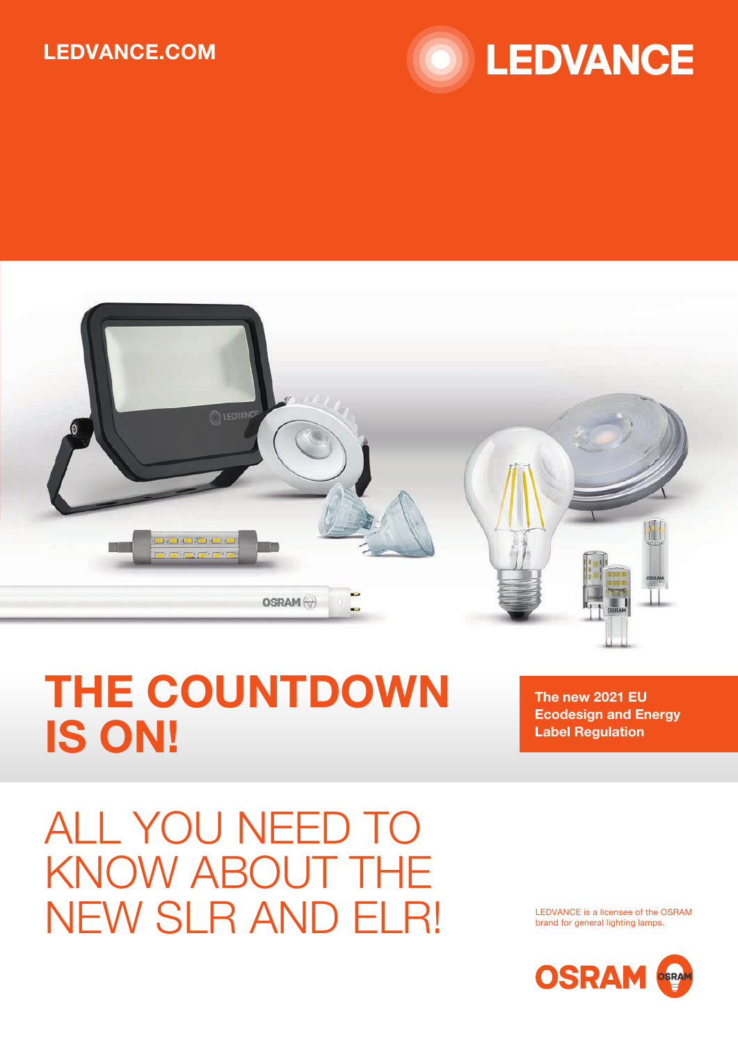LEDVANCE.COM

LEDVANCE

# THE COUNTDOWN IS ON!

**The new 2021 EU Ecodesign and Energy Label Regulation**

## ALL YOU NEED TO KNOW ABOUT THE NEW SLR AND ELR!

LEDVANCE is a licensee of the OSRAM brand for general lighting lamps.

OSRAM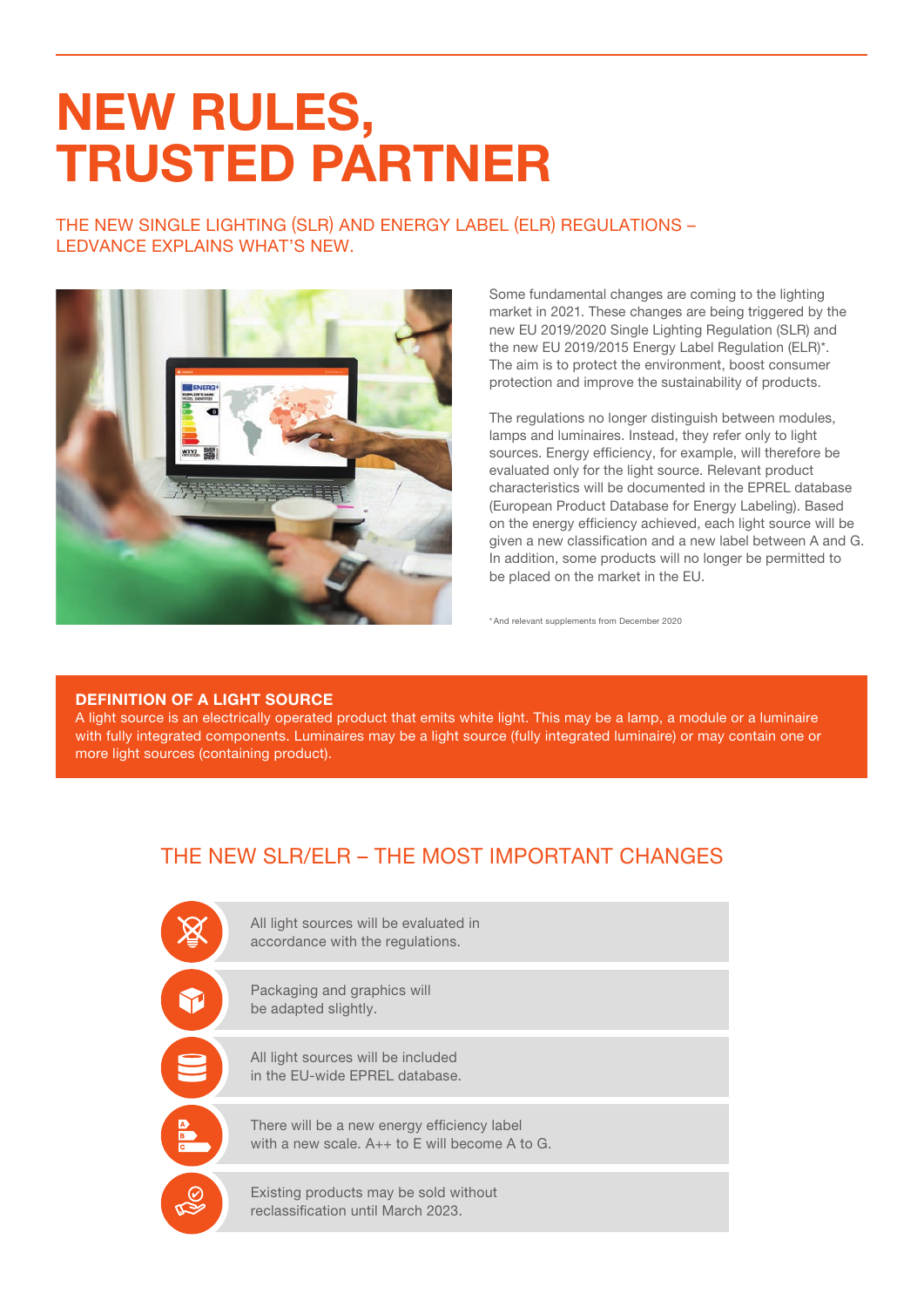# NEW RULES, TRUSTED PARTNER

THE NEW SINGLE LIGHTING (SLR) AND ENERGY LABEL (ELR) REGULATIONS – LEDVANCE EXPLAINS WHAT'S NEW.

Some fundamental changes are coming to the lighting market in 2021. These changes are being triggered by the new EU 2019/2020 Single Lighting Regulation (SLR) and the new EU 2019/2015 Energy Label Regulation (ELR)*. The aim is to protect the environment, boost consumer protection and improve the sustainability of products.

The regulations no longer distinguish between modules, lamps and luminaires. Instead, they refer only to light sources. Energy efficiency, for example, will therefore be evaluated only for the light source. Relevant product characteristics will be documented in the EPREL database (European Product Database for Energy Labeling). Based on the energy efficiency achieved, each light source will be given a new classification and a new label between A and G. In addition, some products will no longer be permitted to be placed on the market in the EU.

* And relevant supplements from December 2020

**DEFINITION OF A LIGHT SOURCE**
A light source is an electrically operated product that emits white light. This may be a lamp, a module or a luminaire with fully integrated components. Luminaires may be a light source (fully integrated luminaire) or may contain one or more light sources (containing product).

## THE NEW SLR/ELR – THE MOST IMPORTANT CHANGES

- All light sources will be evaluated in accordance with the regulations.
- Packaging and graphics will be adapted slightly.
- All light sources will be included in the EU-wide EPREL database.
- There will be a new energy efficiency label with a new scale. A++ to E will become A to G.
- Existing products may be sold without reclassification until March 2023.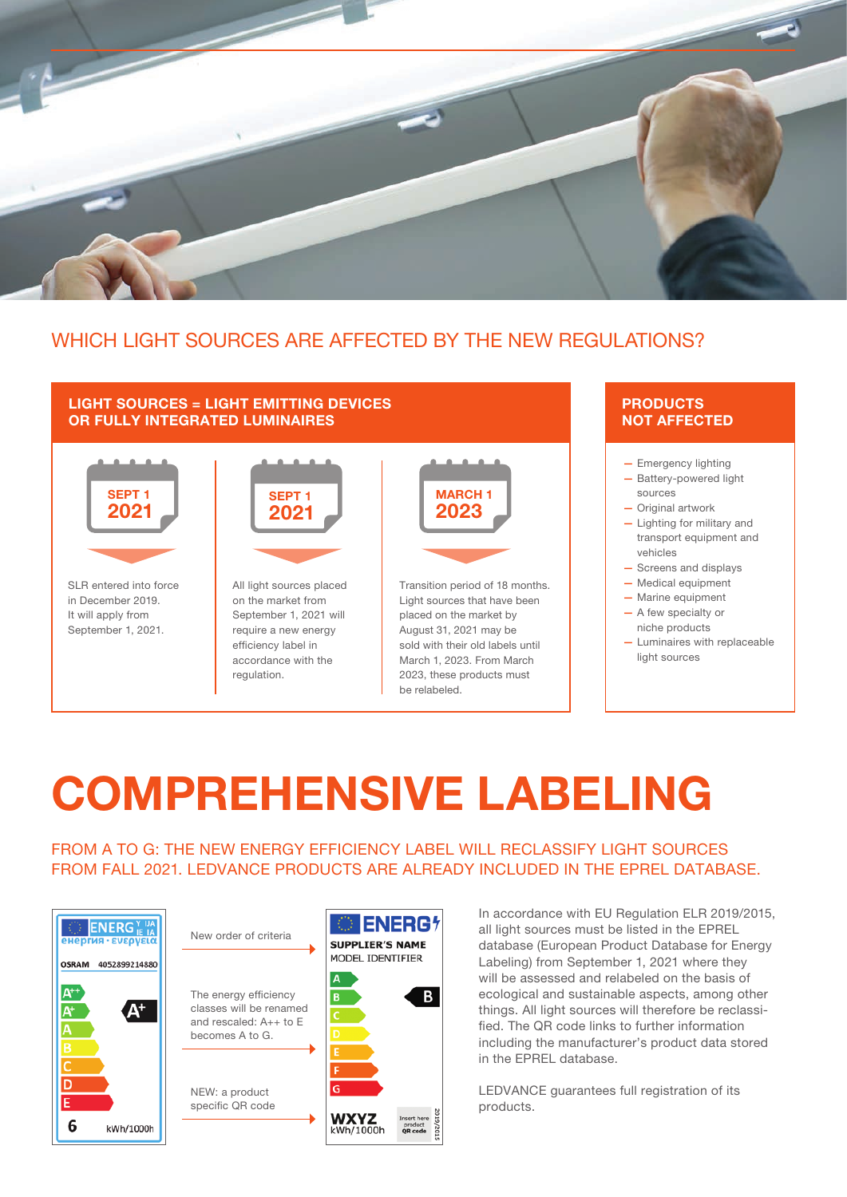## WHICH LIGHT SOURCES ARE AFFECTED BY THE NEW REGULATIONS?

### LIGHT SOURCES = LIGHT EMITTING DEVICES OR FULLY INTEGRATED LUMINAIRES

**SEPT 1 2021**

SLR entered into force in December 2019. It will apply from September 1, 2021.

**SEPT 1 2021**

All light sources placed on the market from September 1, 2021 will require a new energy efficiency label in accordance with the regulation.

**MARCH 1 2023**

Transition period of 18 months. Light sources that have been placed on the market by August 31, 2021 may be sold with their old labels until March 1, 2023. From March 2023, these products must be relabeled.

### PRODUCTS NOT AFFECTED

- Emergency lighting
- Battery-powered light sources
- Original artwork
- Lighting for military and transport equipment and vehicles
- Screens and displays
- Medical equipment
- Marine equipment
- A few specialty or niche products
- Luminaires with replaceable light sources

# COMPREHENSIVE LABELING

FROM A TO G: THE NEW ENERGY EFFICIENCY LABEL WILL RECLASSIFY LIGHT SOURCES FROM FALL 2021. LEDVANCE PRODUCTS ARE ALREADY INCLUDED IN THE EPREL DATABASE.

ENERG OSRAM 4052899214880 A++ A+ A B C D E A+ 6 kWh/1000h

New order of criteria

The energy efficiency classes will be renamed and rescaled: A++ to E becomes A to G.

NEW: a product specific QR code

ENERG SUPPLIER'S NAME MODEL IDENTIFIER A B C D E F G B WXYZ kWh/1000h Insert here product QR code 2019/2015

In accordance with EU Regulation ELR 2019/2015, all light sources must be listed in the EPREL database (European Product Database for Energy Labeling) from September 1, 2021 where they will be assessed and relabeled on the basis of ecological and sustainable aspects, among other things. All light sources will therefore be reclassified. The QR code links to further information including the manufacturer's product data stored in the EPREL database.

LEDVANCE guarantees full registration of its products.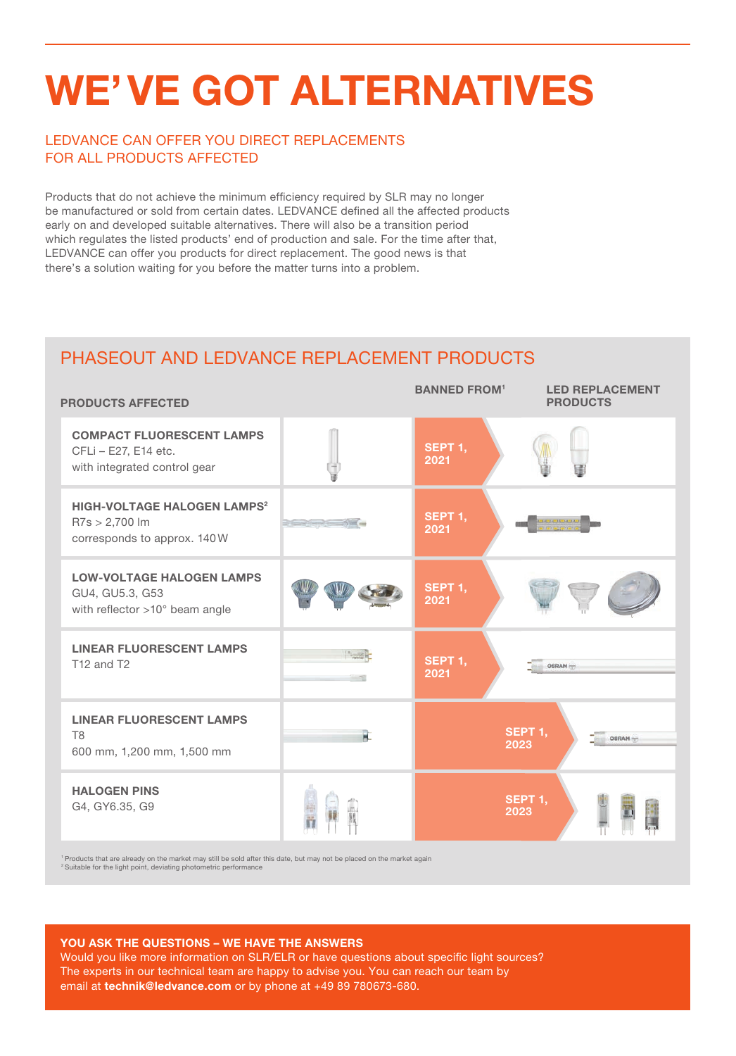# WE'VE GOT ALTERNATIVES

## LEDVANCE CAN OFFER YOU DIRECT REPLACEMENTS FOR ALL PRODUCTS AFFECTED

Products that do not achieve the minimum efficiency required by SLR may no longer be manufactured or sold from certain dates. LEDVANCE defined all the affected products early on and developed suitable alternatives. There will also be a transition period which regulates the listed products' end of production and sale. For the time after that, LEDVANCE can offer you products for direct replacement. The good news is that there's a solution waiting for you before the matter turns into a problem.

## PHASEOUT AND LEDVANCE REPLACEMENT PRODUCTS

| PRODUCTS AFFECTED | BANNED FROM[1] | LED REPLACEMENT PRODUCTS |
|---|---|---|
| **COMPACT FLUORESCENT LAMPS**<br>CFLi – E27, E14 etc.<br>with integrated control gear | SEPT 1, 2021 | |
| **HIGH-VOLTAGE HALOGEN LAMPS[2]**<br>R7s > 2,700 lm<br>corresponds to approx. 140 W | SEPT 1, 2021 | |
| **LOW-VOLTAGE HALOGEN LAMPS**<br>GU4, GU5.3, G53<br>with reflector >10° beam angle | SEPT 1, 2021 | |
| **LINEAR FLUORESCENT LAMPS**<br>T12 and T2 | SEPT 1, 2021 | |
| **LINEAR FLUORESCENT LAMPS**<br>T8<br>600 mm, 1,200 mm, 1,500 mm | SEPT 1, 2023 | |
| **HALOGEN PINS**<br>G4, GY6.35, G9 | SEPT 1, 2023 | |

[1] Products that are already on the market may still be sold after this date, but may not be placed on the market again
[2] Suitable for the light point, deviating photometric performance

**YOU ASK THE QUESTIONS – WE HAVE THE ANSWERS**
Would you like more information on SLR/ELR or have questions about specific light sources? The experts in our technical team are happy to advise you. You can reach our team by email at **technik@ledvance.com** or by phone at +49 89 780673-680.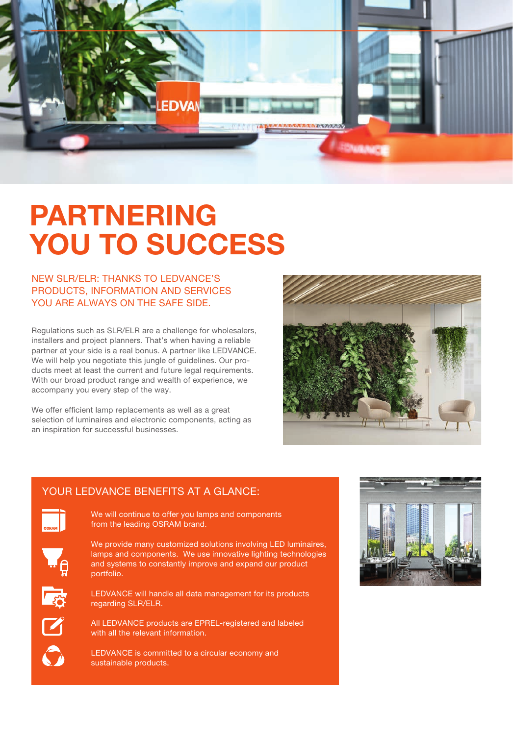# PARTNERING YOU TO SUCCESS

## NEW SLR/ELR: THANKS TO LEDVANCE'S PRODUCTS, INFORMATION AND SERVICES YOU ARE ALWAYS ON THE SAFE SIDE.

Regulations such as SLR/ELR are a challenge for wholesalers, installers and project planners. That's when having a reliable partner at your side is a real bonus. A partner like LEDVANCE. We will help you negotiate this jungle of guidelines. Our products meet at least the current and future legal requirements. With our broad product range and wealth of experience, we accompany you every step of the way.

We offer efficient lamp replacements as well as a great selection of luminaires and electronic components, acting as an inspiration for successful businesses.

## YOUR LEDVANCE BENEFITS AT A GLANCE:

- We will continue to offer you lamps and components from the leading OSRAM brand.
- We provide many customized solutions involving LED luminaires, lamps and components. We use innovative lighting technologies and systems to constantly improve and expand our product portfolio.
- LEDVANCE will handle all data management for its products regarding SLR/ELR.
- All LEDVANCE products are EPREL-registered and labeled with all the relevant information.
- LEDVANCE is committed to a circular economy and sustainable products.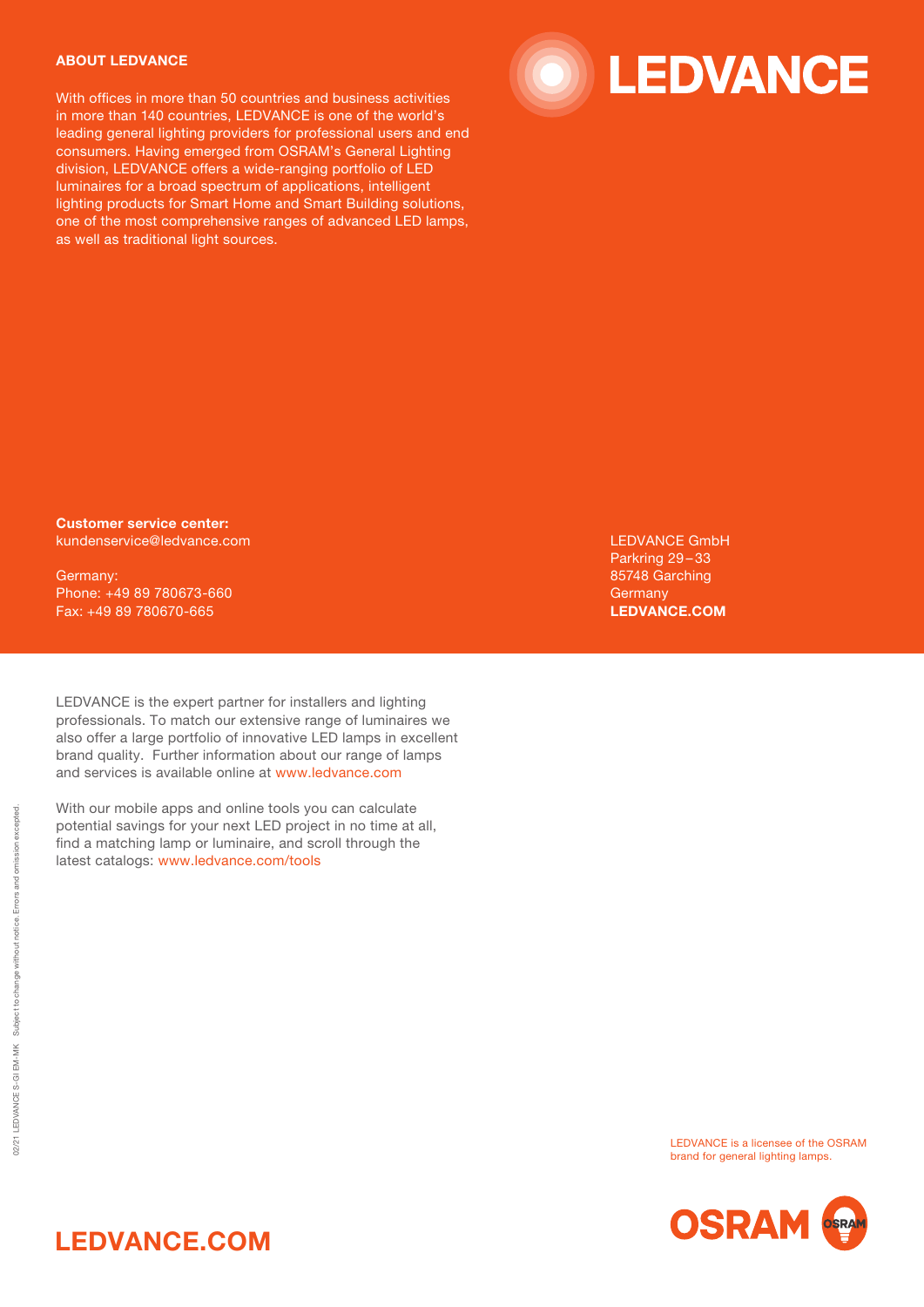## ABOUT LEDVANCE

With offices in more than 50 countries and business activities in more than 140 countries, LEDVANCE is one of the world's leading general lighting providers for professional users and end consumers. Having emerged from OSRAM's General Lighting division, LEDVANCE offers a wide-ranging portfolio of LED luminaires for a broad spectrum of applications, intelligent lighting products for Smart Home and Smart Building solutions, one of the most comprehensive ranges of advanced LED lamps, as well as traditional light sources.

LEDVANCE

**Customer service center:**
kundenservice@ledvance.com

Germany:
Phone: +49 89 780673-660
Fax: +49 89 780670-665

LEDVANCE GmbH
Parkring 29 – 33
85748 Garching
Germany
**LEDVANCE.COM**

LEDVANCE is the expert partner for installers and lighting professionals. To match our extensive range of luminaires we also offer a large portfolio of innovative LED lamps in excellent brand quality. Further information about our range of lamps and services is available online at www.ledvance.com

With our mobile apps and online tools you can calculate potential savings for your next LED project in no time at all, find a matching lamp or luminaire, and scroll through the latest catalogs: www.ledvance.com/tools

02/21 LEDVANCE S-GI EM-MK Subject to change without notice. Errors and omission excepted.

LEDVANCE is a licensee of the OSRAM brand for general lighting lamps.

OSRAM

**LEDVANCE.COM**